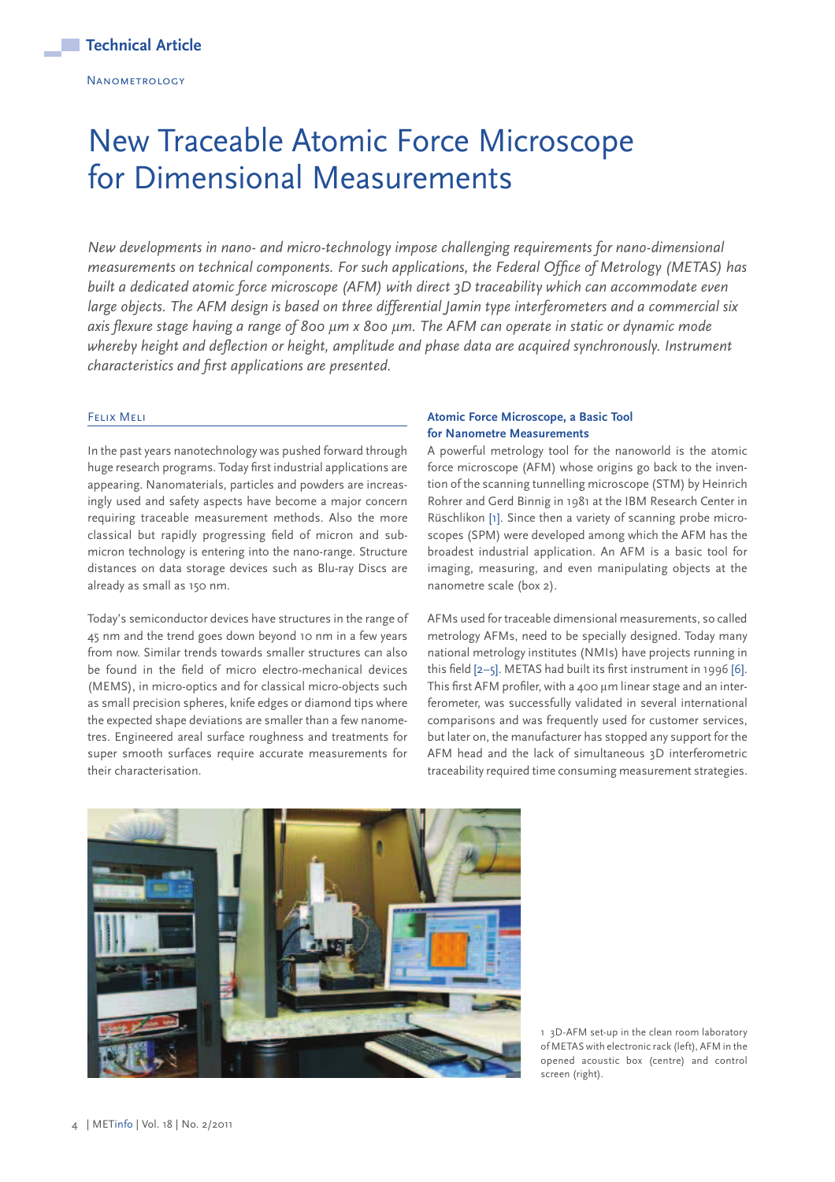Technical Article

Nanometrology

# New Traceable Atomic Force Microscope for Dimensional Measurements

*New developments in nano- and micro-technology impose challenging requirements for nano-dimensional measurements on technical components. For such applications, the Federal Office of Metrology (METAS) has built a dedicated atomic force microscope (AFM) with direct 3D traceability which can accommodate even large objects. The AFM design is based on three differential Jamin type interferometers and a commercial six axis flexure stage having a range of 800 µm x 800 µm. The AFM can operate in static or dynamic mode whereby height and deflection or height, amplitude and phase data are acquired synchronously. Instrument characteristics and first applications are presented.*

Felix Meli

In the past years nanotechnology was pushed forward through huge research programs. Today first industrial applications are appearing. Nanomaterials, particles and powders are increasingly used and safety aspects have become a major concern requiring traceable measurement methods. Also the more classical but rapidly progressing field of micron and submicron technology is entering into the nano-range. Structure distances on data storage devices such as Blu-ray Discs are already as small as 150 nm.

Today's semiconductor devices have structures in the range of 45 nm and the trend goes down beyond 10 nm in a few years from now. Similar trends towards smaller structures can also be found in the field of micro electro-mechanical devices (MEMS), in micro-optics and for classical micro-objects such as small precision spheres, knife edges or diamond tips where the expected shape deviations are smaller than a few nanometres. Engineered areal surface roughness and treatments for super smooth surfaces require accurate measurements for their characterisation.

## Atomic Force Microscope, a Basic Tool for Nanometre Measurements

A powerful metrology tool for the nanoworld is the atomic force microscope (AFM) whose origins go back to the invention of the scanning tunnelling microscope (STM) by Heinrich Rohrer and Gerd Binnig in 1981 at the IBM Research Center in Rüschlikon [1]. Since then a variety of scanning probe microscopes (SPM) were developed among which the AFM has the broadest industrial application. An AFM is a basic tool for imaging, measuring, and even manipulating objects at the nanometre scale (box 2).

AFMs used for traceable dimensional measurements, so called metrology AFMs, need to be specially designed. Today many national metrology institutes (NMIs) have projects running in this field [2–5]. METAS had built its first instrument in 1996 [6]. This first AFM profiler, with a 400 µm linear stage and an interferometer, was successfully validated in several international comparisons and was frequently used for customer services, but later on, the manufacturer has stopped any support for the AFM head and the lack of simultaneous 3D interferometric traceability required time consuming measurement strategies.

1 3D-AFM set-up in the clean room laboratory of METAS with electronic rack (left), AFM in the opened acoustic box (centre) and control screen (right).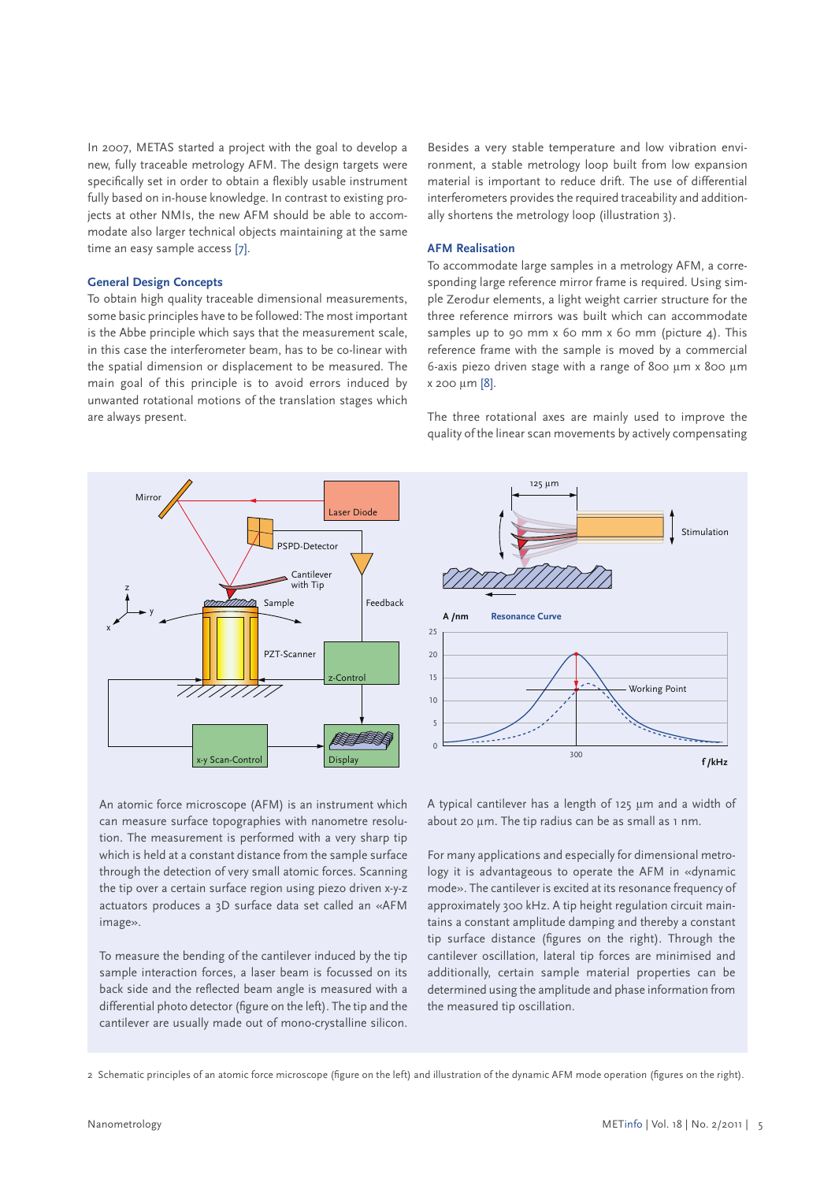In 2007, METAS started a project with the goal to develop a new, fully traceable metrology AFM. The design targets were specifically set in order to obtain a flexibly usable instrument fully based on in-house knowledge. In contrast to existing projects at other NMIs, the new AFM should be able to accommodate also larger technical objects maintaining at the same time an easy sample access [7].

### General Design Concepts

To obtain high quality traceable dimensional measurements, some basic principles have to be followed: The most important is the Abbe principle which says that the measurement scale, in this case the interferometer beam, has to be co-linear with the spatial dimension or displacement to be measured. The main goal of this principle is to avoid errors induced by unwanted rotational motions of the translation stages which are always present.

Besides a very stable temperature and low vibration environment, a stable metrology loop built from low expansion material is important to reduce drift. The use of differential interferometers provides the required traceability and additionally shortens the metrology loop (illustration 3).

### AFM Realisation

To accommodate large samples in a metrology AFM, a corresponding large reference mirror frame is required. Using simple Zerodur elements, a light weight carrier structure for the three reference mirrors was built which can accommodate samples up to 90 mm x 60 mm x 60 mm (picture 4). This reference frame with the sample is moved by a commercial 6-axis piezo driven stage with a range of 800 µm x 800 µm x 200 µm [8].

The three rotational axes are mainly used to improve the quality of the linear scan movements by actively compensating

An atomic force microscope (AFM) is an instrument which can measure surface topographies with nanometre resolution. The measurement is performed with a very sharp tip which is held at a constant distance from the sample surface through the detection of very small atomic forces. Scanning the tip over a certain surface region using piezo driven x-y-z actuators produces a 3D surface data set called an «AFM image».

To measure the bending of the cantilever induced by the tip sample interaction forces, a laser beam is focussed on its back side and the reflected beam angle is measured with a differential photo detector (figure on the left). The tip and the cantilever are usually made out of mono-crystalline silicon.

A typical cantilever has a length of 125 µm and a width of about 20 µm. The tip radius can be as small as 1 nm.

For many applications and especially for dimensional metrology it is advantageous to operate the AFM in «dynamic mode». The cantilever is excited at its resonance frequency of approximately 300 kHz. A tip height regulation circuit maintains a constant amplitude damping and thereby a constant tip surface distance (figures on the right). Through the cantilever oscillation, lateral tip forces are minimised and additionally, certain sample material properties can be determined using the amplitude and phase information from the measured tip oscillation.

2 Schematic principles of an atomic force microscope (figure on the left) and illustration of the dynamic AFM mode operation (figures on the right).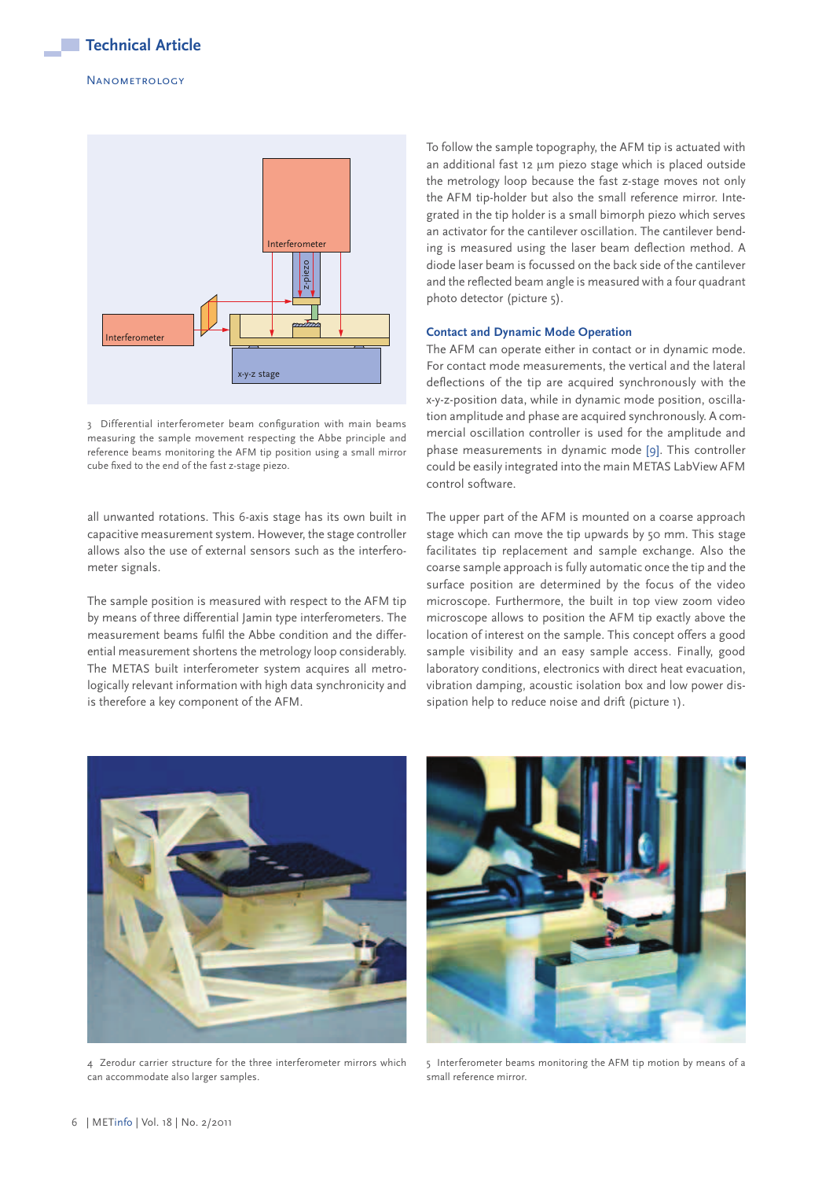3 Differential interferometer beam configuration with main beams measuring the sample movement respecting the Abbe principle and reference beams monitoring the AFM tip position using a small mirror cube fixed to the end of the fast z-stage piezo.

all unwanted rotations. This 6-axis stage has its own built in capacitive measurement system. However, the stage controller allows also the use of external sensors such as the interferometer signals.

The sample position is measured with respect to the AFM tip by means of three differential Jamin type interferometers. The measurement beams fulfil the Abbe condition and the differential measurement shortens the metrology loop considerably. The METAS built interferometer system acquires all metrologically relevant information with high data synchronicity and is therefore a key component of the AFM.

To follow the sample topography, the AFM tip is actuated with an additional fast 12 µm piezo stage which is placed outside the metrology loop because the fast z-stage moves not only the AFM tip-holder but also the small reference mirror. Integrated in the tip holder is a small bimorph piezo which serves an activator for the cantilever oscillation. The cantilever bending is measured using the laser beam deflection method. A diode laser beam is focussed on the back side of the cantilever and the reflected beam angle is measured with a four quadrant photo detector (picture 5).

### Contact and Dynamic Mode Operation

The AFM can operate either in contact or in dynamic mode. For contact mode measurements, the vertical and the lateral deflections of the tip are acquired synchronously with the x-y-z-position data, while in dynamic mode position, oscillation amplitude and phase are acquired synchronously. A commercial oscillation controller is used for the amplitude and phase measurements in dynamic mode [9]. This controller could be easily integrated into the main METAS LabView AFM control software.

The upper part of the AFM is mounted on a coarse approach stage which can move the tip upwards by 50 mm. This stage facilitates tip replacement and sample exchange. Also the coarse sample approach is fully automatic once the tip and the surface position are determined by the focus of the video microscope. Furthermore, the built in top view zoom video microscope allows to position the AFM tip exactly above the location of interest on the sample. This concept offers a good sample visibility and an easy sample access. Finally, good laboratory conditions, electronics with direct heat evacuation, vibration damping, acoustic isolation box and low power dissipation help to reduce noise and drift (picture 1).

4 Zerodur carrier structure for the three interferometer mirrors which can accommodate also larger samples.

5 Interferometer beams monitoring the AFM tip motion by means of a small reference mirror.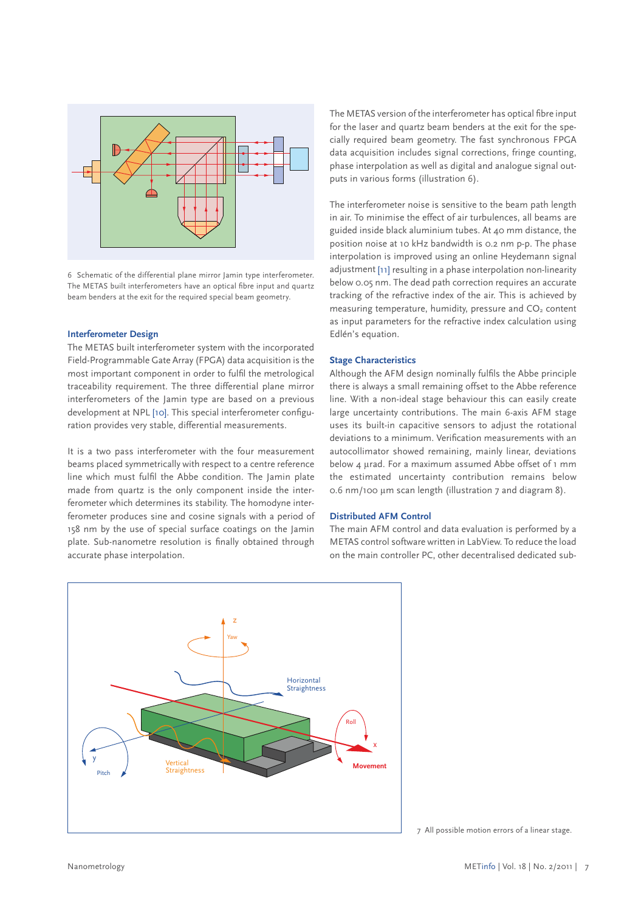6 Schematic of the differential plane mirror Jamin type interferometer. The METAS built interferometers have an optical fibre input and quartz beam benders at the exit for the required special beam geometry.

### Interferometer Design

The METAS built interferometer system with the incorporated Field-Programmable Gate Array (FPGA) data acquisition is the most important component in order to fulfil the metrological traceability requirement. The three differential plane mirror interferometers of the Jamin type are based on a previous development at NPL [10]. This special interferometer configuration provides very stable, differential measurements.

It is a two pass interferometer with the four measurement beams placed symmetrically with respect to a centre reference line which must fulfil the Abbe condition. The Jamin plate made from quartz is the only component inside the interferometer which determines its stability. The homodyne interferometer produces sine and cosine signals with a period of 158 nm by the use of special surface coatings on the Jamin plate. Sub-nanometre resolution is finally obtained through accurate phase interpolation.

The METAS version of the interferometer has optical fibre input for the laser and quartz beam benders at the exit for the specially required beam geometry. The fast synchronous FPGA data acquisition includes signal corrections, fringe counting, phase interpolation as well as digital and analogue signal outputs in various forms (illustration 6).

The interferometer noise is sensitive to the beam path length in air. To minimise the effect of air turbulences, all beams are guided inside black aluminium tubes. At 40 mm distance, the position noise at 10 kHz bandwidth is 0.2 nm p-p. The phase interpolation is improved using an online Heydemann signal adjustment [11] resulting in a phase interpolation non-linearity below 0.05 nm. The dead path correction requires an accurate tracking of the refractive index of the air. This is achieved by measuring temperature, humidity, pressure and $CO_2$ content as input parameters for the refractive index calculation using Edlén's equation.

### Stage Characteristics

Although the AFM design nominally fulfils the Abbe principle there is always a small remaining offset to the Abbe reference line. With a non-ideal stage behaviour this can easily create large uncertainty contributions. The main 6-axis AFM stage uses its built-in capacitive sensors to adjust the rotational deviations to a minimum. Verification measurements with an autocollimator showed remaining, mainly linear, deviations below 4 µrad. For a maximum assumed Abbe offset of 1 mm the estimated uncertainty contribution remains below 0.6 nm/100 µm scan length (illustration 7 and diagram 8).

### Distributed AFM Control

The main AFM control and data evaluation is performed by a METAS control software written in LabView. To reduce the load on the main controller PC, other decentralised dedicated sub-

7 All possible motion errors of a linear stage.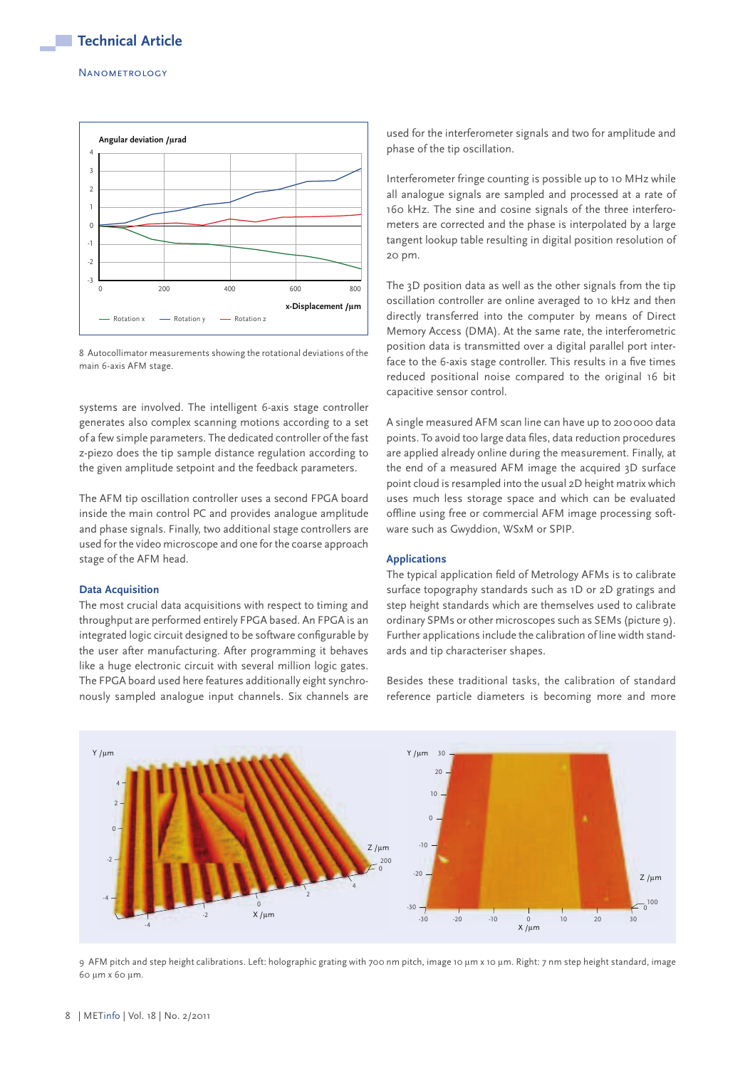8 Autocollimator measurements showing the rotational deviations of the main 6-axis AFM stage.

systems are involved. The intelligent 6-axis stage controller generates also complex scanning motions according to a set of a few simple parameters. The dedicated controller of the fast z-piezo does the tip sample distance regulation according to the given amplitude setpoint and the feedback parameters.

The AFM tip oscillation controller uses a second FPGA board inside the main control PC and provides analogue amplitude and phase signals. Finally, two additional stage controllers are used for the video microscope and one for the coarse approach stage of the AFM head.

### Data Acquisition

The most crucial data acquisitions with respect to timing and throughput are performed entirely FPGA based. An FPGA is an integrated logic circuit designed to be software configurable by the user after manufacturing. After programming it behaves like a huge electronic circuit with several million logic gates. The FPGA board used here features additionally eight synchronously sampled analogue input channels. Six channels are used for the interferometer signals and two for amplitude and phase of the tip oscillation.

Interferometer fringe counting is possible up to 10 MHz while all analogue signals are sampled and processed at a rate of 160 kHz. The sine and cosine signals of the three interferometers are corrected and the phase is interpolated by a large tangent lookup table resulting in digital position resolution of 20 pm.

The 3D position data as well as the other signals from the tip oscillation controller are online averaged to 10 kHz and then directly transferred into the computer by means of Direct Memory Access (DMA). At the same rate, the interferometric position data is transmitted over a digital parallel port interface to the 6-axis stage controller. This results in a five times reduced positional noise compared to the original 16 bit capacitive sensor control.

A single measured AFM scan line can have up to 200 000 data points. To avoid too large data files, data reduction procedures are applied already online during the measurement. Finally, at the end of a measured AFM image the acquired 3D surface point cloud is resampled into the usual 2D height matrix which uses much less storage space and which can be evaluated offline using free or commercial AFM image processing software such as Gwyddion, WSxM or SPIP.

### Applications

The typical application field of Metrology AFMs is to calibrate surface topography standards such as 1D or 2D gratings and step height standards which are themselves used to calibrate ordinary SPMs or other microscopes such as SEMs (picture 9). Further applications include the calibration of line width standards and tip characteriser shapes.

Besides these traditional tasks, the calibration of standard reference particle diameters is becoming more and more

9 AFM pitch and step height calibrations. Left: holographic grating with 700 nm pitch, image 10 µm x 10 µm. Right: 7 nm step height standard, image 60 µm x 60 µm.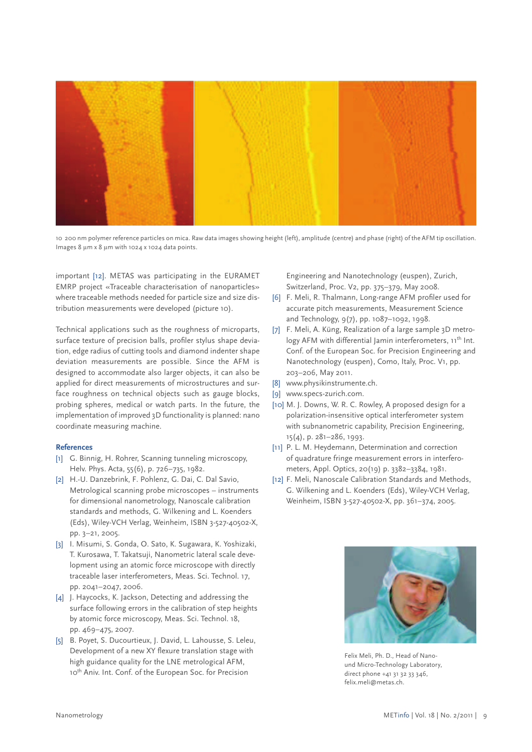10 200 nm polymer reference particles on mica. Raw data images showing height (left), amplitude (centre) and phase (right) of the AFM tip oscillation. Images 8 µm x 8 µm with 1024 x 1024 data points.

important [12]. METAS was participating in the EURAMET EMRP project «Traceable characterisation of nanoparticles» where traceable methods needed for particle size and size distribution measurements were developed (picture 10).

Technical applications such as the roughness of microparts, surface texture of precision balls, profiler stylus shape deviation, edge radius of cutting tools and diamond indenter shape deviation measurements are possible. Since the AFM is designed to accommodate also larger objects, it can also be applied for direct measurements of microstructures and surface roughness on technical objects such as gauge blocks, probing spheres, medical or watch parts. In the future, the implementation of improved 3D functionality is planned: nano coordinate measuring machine.

### References

[1] G. Binnig, H. Rohrer, Scanning tunneling microscopy, Helv. Phys. Acta, 55(6), p. 726–735, 1982.

[2] H.-U. Danzebrink, F. Pohlenz, G. Dai, C. Dal Savio, Metrological scanning probe microscopes – instruments for dimensional nanometrology, Nanoscale calibration standards and methods, G. Wilkening and L. Koenders (Eds), Wiley-VCH Verlag, Weinheim, ISBN 3-527-40502-X, pp. 3–21, 2005.

[3] I. Misumi, S. Gonda, O. Sato, K. Sugawara, K. Yoshizaki, T. Kurosawa, T. Takatsuji, Nanometric lateral scale development using an atomic force microscope with directly traceable laser interferometers, Meas. Sci. Technol. 17, pp. 2041–2047, 2006.

[4] J. Haycocks, K. Jackson, Detecting and addressing the surface following errors in the calibration of step heights by atomic force microscopy, Meas. Sci. Technol. 18, pp. 469–475, 2007.

[5] B. Poyet, S. Ducourtieux, J. David, L. Lahousse, S. Leleu, Development of a new XY flexure translation stage with high guidance quality for the LNE metrological AFM, 10th Aniv. Int. Conf. of the European Soc. for Precision Engineering and Nanotechnology (euspen), Zurich, Switzerland, Proc. V2, pp. 375–379, May 2008.

[6] F. Meli, R. Thalmann, Long-range AFM profiler used for accurate pitch measurements, Measurement Science and Technology, 9(7), pp. 1087–1092, 1998.

[7] F. Meli, A. Küng, Realization of a large sample 3D metrology AFM with differential Jamin interferometers, 11th Int. Conf. of the European Soc. for Precision Engineering and Nanotechnology (euspen), Como, Italy, Proc. V1, pp. 203–206, May 2011.

[8] www.physikinstrumente.ch.

[9] www.specs-zurich.com.

[10] M. J. Downs, W. R. C. Rowley, A proposed design for a polarization-insensitive optical interferometer system with subnanometric capability, Precision Engineering, 15(4), p. 281–286, 1993.

[11] P. L. M. Heydemann, Determination and correction of quadrature fringe measurement errors in interferometers, Appl. Optics, 20(19) p. 3382–3384, 1981.

[12] F. Meli, Nanoscale Calibration Standards and Methods, G. Wilkening and L. Koenders (Eds), Wiley-VCH Verlag, Weinheim, ISBN 3-527-40502-X, pp. 361–374, 2005.

Felix Meli, Ph. D., Head of Nano- und Micro-Technology Laboratory, direct phone +41 31 32 33 346, felix.meli@metas.ch.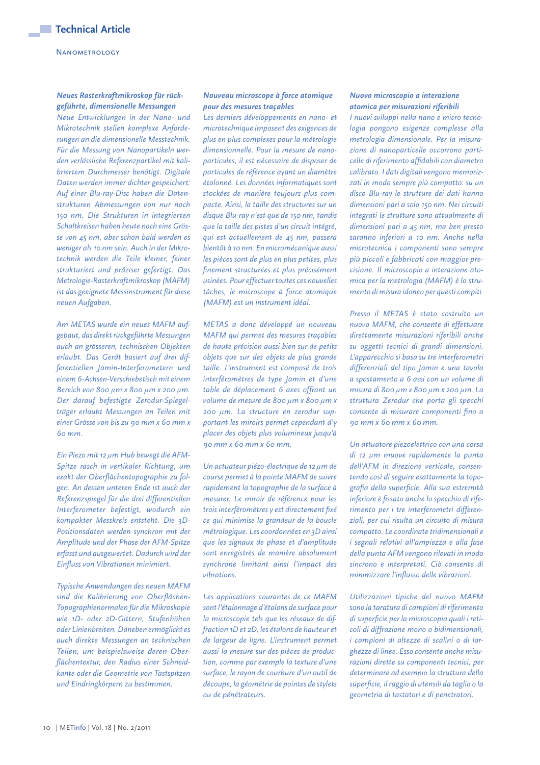# Technical Article

Nanometrology

### *Neues Rasterkraftmikroskop für rückgeführte, dimensionelle Messungen*

*Neue Entwicklungen in der Nano- und Mikrotechnik stellen komplexe Anforderungen an die dimensionelle Messtechnik. Für die Messung von Nanopartikeln werden verlässliche Referenzpartikel mit kalibriertem Durchmesser benötigt. Digitale Daten werden immer dichter gespeichert: Auf einer Blu-ray-Disc haben die Datenstrukturen Abmessungen von nur noch 150 nm. Die Strukturen in integrierten Schaltkreisen haben heute noch eine Grösse von 45 nm, aber schon bald werden es weniger als 10 nm sein. Auch in der Mikrotechnik werden die Teile kleiner, feiner strukturiert und präziser gefertigt. Das Metrologie-Rasterkraftmikroskop (MAFM) ist das geeignete Messinstrument für diese neuen Aufgaben.*

*Am METAS wurde ein neues MAFM aufgebaut, das direkt rückgeführte Messungen auch an grösseren, technischen Objekten erlaubt. Das Gerät basiert auf drei differentiellen Jamin-Interferometern und einem 6-Achsen-Verschiebetisch mit einem Bereich von 800 µm x 800 µm x 200 µm. Der darauf befestigte Zerodur-Spiegelträger erlaubt Messungen an Teilen mit einer Grösse von bis zu 90 mm x 60 mm x 60 mm.*

*Ein Piezo mit 12 µm Hub bewegt die AFM-Spitze rasch in vertikaler Richtung, um exakt der Oberflächentopographie zu folgen. An dessen unteren Ende ist auch der Referenzspiegel für die drei differentiellen Interferometer befestigt, wodurch ein kompakter Messkreis entsteht. Die 3D-Positionsdaten werden synchron mit der Amplitude und der Phase der AFM-Spitze erfasst und ausgewertet. Dadurch wird der Einfluss von Vibrationen minimiert.*

*Typische Anwendungen des neuen MAFM sind die Kalibrierung von Oberflächen-Topographienormalen für die Mikroskopie wie 1D- oder 2D-Gittern, Stufenhöhen oder Linienbreiten. Daneben ermöglicht es auch direkte Messungen an technischen Teilen, um beispielsweise deren Oberflächentextur, den Radius einer Schneidkante oder die Geometrie von Tastspitzen und Eindringkörpern zu bestimmen.*

### *Nouveau microscope à force atomique pour des mesures traçables*

*Les derniers développements en nano- et microtechnique imposent des exigences de plus en plus complexes pour la métrologie dimensionnelle. Pour la mesure de nanoparticules, il est nécessaire de disposer de particules de référence ayant un diamètre étalonné. Les données informatiques sont stockées de manière toujours plus compacte. Ainsi, la taille des structures sur un disque Blu-ray n'est que de 150 nm, tandis que la taille des pistes d'un circuit intégré, qui est actuellement de 45 nm, passera bientôt à 10 nm. En micromécanique aussi les pièces sont de plus en plus petites, plus finement structurées et plus précisément usinées. Pour effectuer toutes ces nouvelles tâches, le microscope à force atomique (MAFM) est un instrument idéal.*

*METAS a donc développé un nouveau MAFM qui permet des mesures traçables de haute précision aussi bien sur de petits objets que sur des objets de plus grande taille. L'instrument est composé de trois interféromètres de type Jamin et d'une table de déplacement 6 axes offrant un volume de mesure de 800 µm x 800 µm x 200 µm. La structure en zerodur supportant les miroirs permet cependant d'y placer des objets plus volumineux jusqu'à 90 mm x 60 mm x 60 mm.*

*Un actuateur piézo-électrique de 12 µm de course permet à la pointe MAFM de suivre rapidement la topographie de la surface à mesurer. Le miroir de référence pour les trois interféromètres y est directement fixé ce qui minimise la grandeur de la boucle métrologique. Les coordonnées en 3D ainsi que les signaux de phase et d'amplitude sont enregistrés de manière absolument synchrone limitant ainsi l'impact des vibrations.*

*Les applications courantes de ce MAFM sont l'étalonnage d'étalons de surface pour la microscopie tels que les réseaux de diffraction 1D et 2D, les étalons de hauteur et de largeur de ligne. L'instrument permet aussi la mesure sur des pièces de production, comme par exemple la texture d'une surface, le rayon de courbure d'un outil de découpe, la géométrie de pointes de stylets ou de pénétrateurs.*

### *Nuovo microscopio a interazione atomica per misurazioni riferibili*

*I nuovi sviluppi nella nano e micro tecnologia pongono esigenze complesse alla metrologia dimensionale. Per la misurazione di nanoparticelle occorrono particelle di riferimento affidabili con diametro calibrato. I dati digitali vengono memorizzati in modo sempre più compatto: su un disco Blu-ray le strutture dei dati hanno dimensioni pari a solo 150 nm. Nei circuiti integrati le strutture sono attualmente di dimensioni pari a 45 nm, ma ben presto saranno inferiori a 10 nm. Anche nella microtecnica i componenti sono sempre più piccoli e fabbricati con maggior precisione. Il microscopio a interazione atomica per la metrologia (MAFM) è lo strumento di misura idoneo per questi compiti.*

*Presso il METAS è stato costruito un nuovo MAFM, che consente di effettuare direttamente misurazioni riferibili anche su oggetti tecnici di grandi dimensioni. L'apparecchio si basa su tre interferometri differenziali del tipo Jamin e una tavola a spostamento a 6 assi con un volume di misura di 800 µm x 800 µm x 200 µm. La struttura Zerodur che porta gli specchi consente di misurare componenti fino a 90 mm x 60 mm x 60 mm.*

*Un attuatore piezoelettrico con una corsa di 12 µm muove rapidamente la punta dell'AFM in direzione verticale, consentendo così di seguire esattamente la topografia della superficie. Alla sua estremità inferiore è fissato anche lo specchio di riferimento per i tre interferometri differenziali, per cui risulta un circuito di misura compatto. Le coordinate tridimensionali e i segnali relativi all'ampiezza e alla fase della punta AFM vengono rilevati in modo sincrono e interpretati. Ciò consente di minimizzare l'influsso delle vibrazioni.*

*Utilizzazioni tipiche del nuovo MAFM sono la taratura di campioni di riferimento di superficie per la microscopia quali i reticoli di diffrazione mono o bidimensionali, i campioni di altezze di scalini o di larghezze di linee. Esso consente anche misurazioni dirette su componenti tecnici, per determinare ad esempio la struttura della superficie, il raggio di utensili da taglio o la geometria di tastatori e di penetratori.*